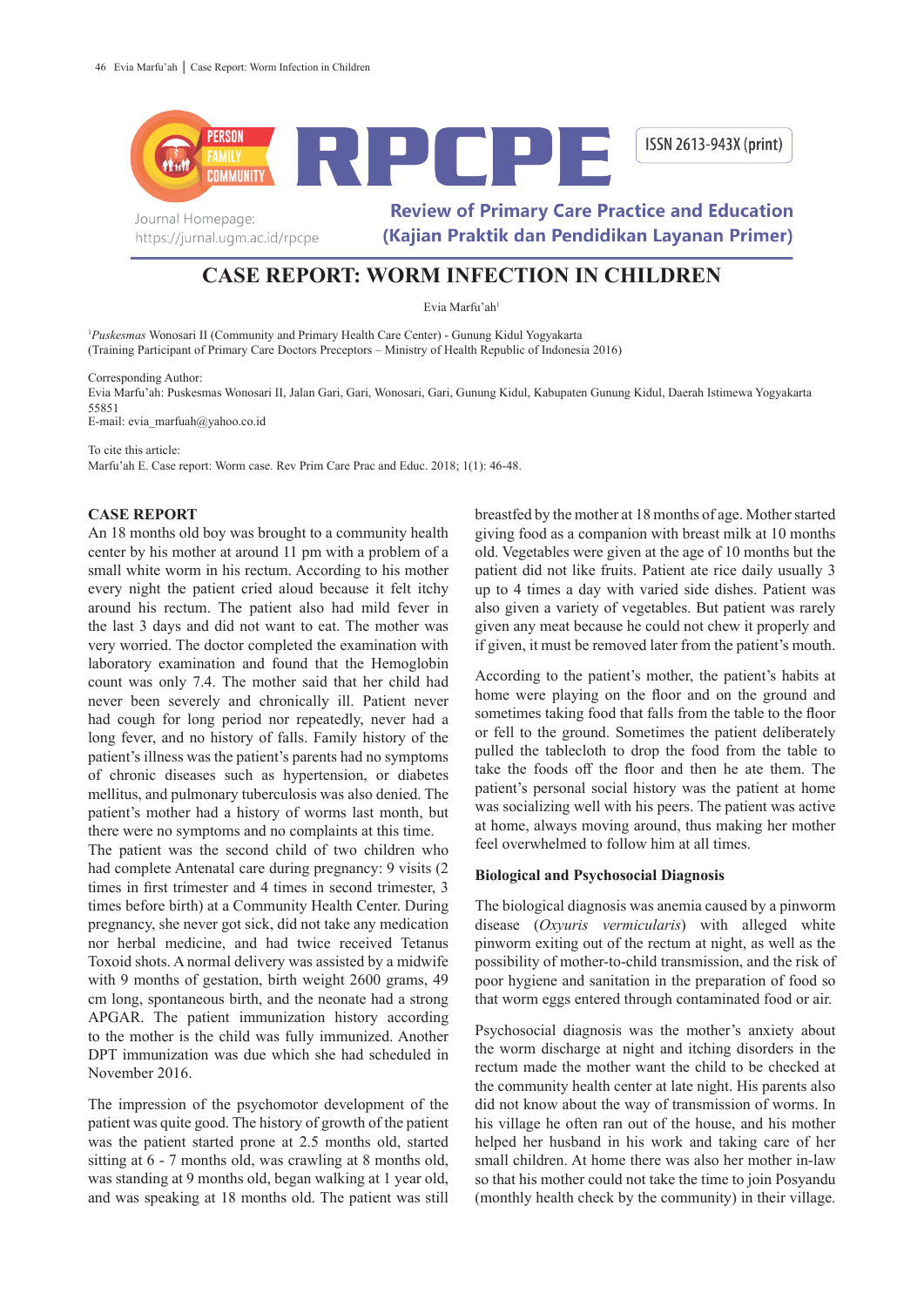# CASE REPORT: WORM INFECTION IN CHILDREN

Evia Marfu'ah[1]

[1]*Puskesmas* Wonosari II (Community and Primary Health Care Center) - Gunung Kidul Yogyakarta
(Training Participant of Primary Care Doctors Preceptors – Ministry of Health Republic of Indonesia 2016)

Corresponding Author:
Evia Marfu'ah: Puskesmas Wonosari II, Jalan Gari, Gari, Wonosari, Gari, Gunung Kidul, Kabupaten Gunung Kidul, Daerah Istimewa Yogyakarta 55851
E-mail: evia_marfuah@yahoo.co.id

To cite this article:
Marfu'ah E. Case report: Worm case. Rev Prim Care Prac and Educ. 2018; 1(1): 46-48.

## CASE REPORT

An 18 months old boy was brought to a community health center by his mother at around 11 pm with a problem of a small white worm in his rectum. According to his mother every night the patient cried aloud because it felt itchy around his rectum. The patient also had mild fever in the last 3 days and did not want to eat. The mother was very worried. The doctor completed the examination with laboratory examination and found that the Hemoglobin count was only 7.4. The mother said that her child had never been severely and chronically ill. Patient never had cough for long period nor repeatedly, never had a long fever, and no history of falls. Family history of the patient's illness was the patient's parents had no symptoms of chronic diseases such as hypertension, or diabetes mellitus, and pulmonary tuberculosis was also denied. The patient's mother had a history of worms last month, but there were no symptoms and no complaints at this time.
The patient was the second child of two children who had complete Antenatal care during pregnancy: 9 visits (2 times in first trimester and 4 times in second trimester, 3 times before birth) at a Community Health Center. During pregnancy, she never got sick, did not take any medication nor herbal medicine, and had twice received Tetanus Toxoid shots. A normal delivery was assisted by a midwife with 9 months of gestation, birth weight 2600 grams, 49 cm long, spontaneous birth, and the neonate had a strong APGAR. The patient immunization history according to the mother is the child was fully immunized. Another DPT immunization was due which she had scheduled in November 2016.

The impression of the psychomotor development of the patient was quite good. The history of growth of the patient was the patient started prone at 2.5 months old, started sitting at 6 - 7 months old, was crawling at 8 months old, was standing at 9 months old, began walking at 1 year old, and was speaking at 18 months old. The patient was still breastfed by the mother at 18 months of age. Mother started giving food as a companion with breast milk at 10 months old. Vegetables were given at the age of 10 months but the patient did not like fruits. Patient ate rice daily usually 3 up to 4 times a day with varied side dishes. Patient was also given a variety of vegetables. But patient was rarely given any meat because he could not chew it properly and if given, it must be removed later from the patient's mouth.

According to the patient's mother, the patient's habits at home were playing on the floor and on the ground and sometimes taking food that falls from the table to the floor or fell to the ground. Sometimes the patient deliberately pulled the tablecloth to drop the food from the table to take the foods off the floor and then he ate them. The patient's personal social history was the patient at home was socializing well with his peers. The patient was active at home, always moving around, thus making her mother feel overwhelmed to follow him at all times.

### Biological and Psychosocial Diagnosis

The biological diagnosis was anemia caused by a pinworm disease (*Oxyuris vermicularis*) with alleged white pinworm exiting out of the rectum at night, as well as the possibility of mother-to-child transmission, and the risk of poor hygiene and sanitation in the preparation of food so that worm eggs entered through contaminated food or air.

Psychosocial diagnosis was the mother's anxiety about the worm discharge at night and itching disorders in the rectum made the mother want the child to be checked at the community health center at late night. His parents also did not know about the way of transmission of worms. In his village he often ran out of the house, and his mother helped her husband in his work and taking care of her small children. At home there was also her mother in-law so that his mother could not take the time to join Posyandu (monthly health check by the community) in their village.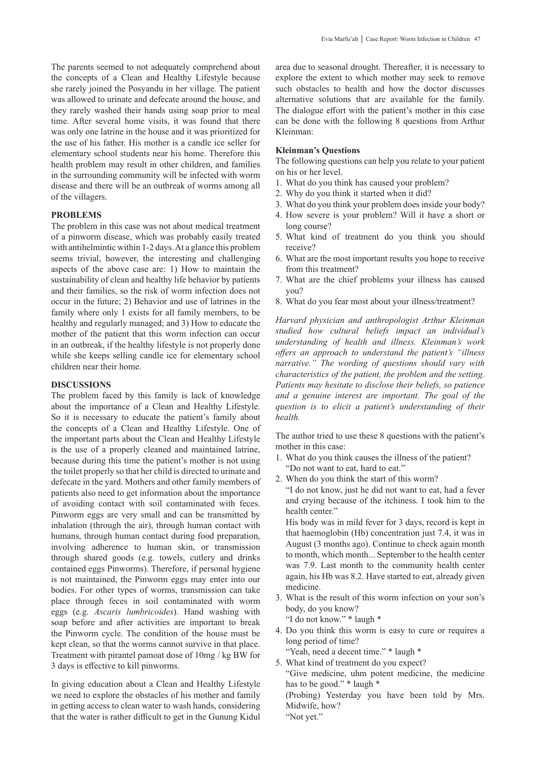The parents seemed to not adequately comprehend about the concepts of a Clean and Healthy Lifestyle because she rarely joined the Posyandu in her village. The patient was allowed to urinate and defecate around the house, and they rarely washed their hands using soap prior to meal time. After several home visits, it was found that there was only one latrine in the house and it was prioritized for the use of his father. His mother is a candle ice seller for elementary school students near his home. Therefore this health problem may result in other children, and families in the surrounding community will be infected with worm disease and there will be an outbreak of worms among all of the villagers.

## PROBLEMS

The problem in this case was not about medical treatment of a pinworm disease, which was probably easily treated with antihelmintic within 1-2 days. At a glance this problem seems trivial, however, the interesting and challenging aspects of the above case are: 1) How to maintain the sustainability of clean and healthy life behavior by patients and their families, so the risk of worm infection does not occur in the future; 2) Behavior and use of latrines in the family where only 1 exists for all family members, to be healthy and regularly managed; and 3) How to educate the mother of the patient that this worm infection can occur in an outbreak, if the healthy lifestyle is not properly done while she keeps selling candle ice for elementary school children near their home.

## DISCUSSIONS

The problem faced by this family is lack of knowledge about the importance of a Clean and Healthy Lifestyle. So it is necessary to educate the patient's family about the concepts of a Clean and Healthy Lifestyle. One of the important parts about the Clean and Healthy Lifestyle is the use of a properly cleaned and maintained latrine, because during this time the patient's mother is not using the toilet properly so that her child is directed to urinate and defecate in the yard. Mothers and other family members of patients also need to get information about the importance of avoiding contact with soil contaminated with feces. Pinworm eggs are very small and can be transmitted by inhalation (through the air), through human contact with humans, through human contact during food preparation, involving adherence to human skin, or transmission through shared goods (e.g. towels, cutlery and drinks contained eggs Pinworms). Therefore, if personal hygiene is not maintained, the Pinworm eggs may enter into our bodies. For other types of worms, transmission can take place through feces in soil contaminated with worm eggs (e.g. *Ascaris lumbricoides*). Hand washing with soap before and after activities are important to break the Pinworm cycle. The condition of the house must be kept clean, so that the worms cannot survive in that place. Treatment with pirantel pamoat dose of 10mg / kg BW for 3 days is effective to kill pinworms.

In giving education about a Clean and Healthy Lifestyle we need to explore the obstacles of his mother and family in getting access to clean water to wash hands, considering that the water is rather difficult to get in the Gunung Kidul area due to seasonal drought. Thereafter, it is necessary to explore the extent to which mother may seek to remove such obstacles to health and how the doctor discusses alternative solutions that are available for the family. The dialogue effort with the patient's mother in this case can be done with the following 8 questions from Arthur Kleinman:

### Kleinman's Questions

The following questions can help you relate to your patient on his or her level.

1. What do you think has caused your problem?
2. Why do you think it started when it did?
3. What do you think your problem does inside your body?
4. How severe is your problem? Will it have a short or long course?
5. What kind of treatment do you think you should receive?
6. What are the most important results you hope to receive from this treatment?
7. What are the chief problems your illness has caused you?
8. What do you fear most about your illness/treatment?

*Harvard physician and anthropologist Arthur Kleinman studied how cultural beliefs impact an individual's understanding of health and illness. Kleinman's work offers an approach to understand the patient's "illness narrative." The wording of questions should vary with characteristics of the patient, the problem and the setting. Patients may hesitate to disclose their beliefs, so patience and a genuine interest are important. The goal of the question is to elicit a patient's understanding of their health.*

The author tried to use these 8 questions with the patient's mother in this case:

1. What do you think causes the illness of the patient?
   "Do not want to eat, hard to eat."
2. When do you think the start of this worm?
   "I do not know, just he did not want to eat, had a fever and crying because of the itchiness. I took him to the health center."
   His body was in mild fever for 3 days, record is kept in that haemoglobin (Hb) concentration just 7.4, it was in August (3 months ago). Continue to check again month to month, which month... September to the health center was 7.9. Last month to the community health center again, his Hb was 8.2. Have started to eat, already given medicine.
3. What is the result of this worm infection on your son's body, do you know?
   "I do not know." * laugh *
4. Do you think this worm is easy to cure or requires a long period of time?
   "Yeah, need a decent time." * laugh *
5. What kind of treatment do you expect?
   "Give medicine, uhm potent medicine, the medicine has to be good." * laugh *
   (Probing) Yesterday you have been told by Mrs. Midwife, how?
   "Not yet."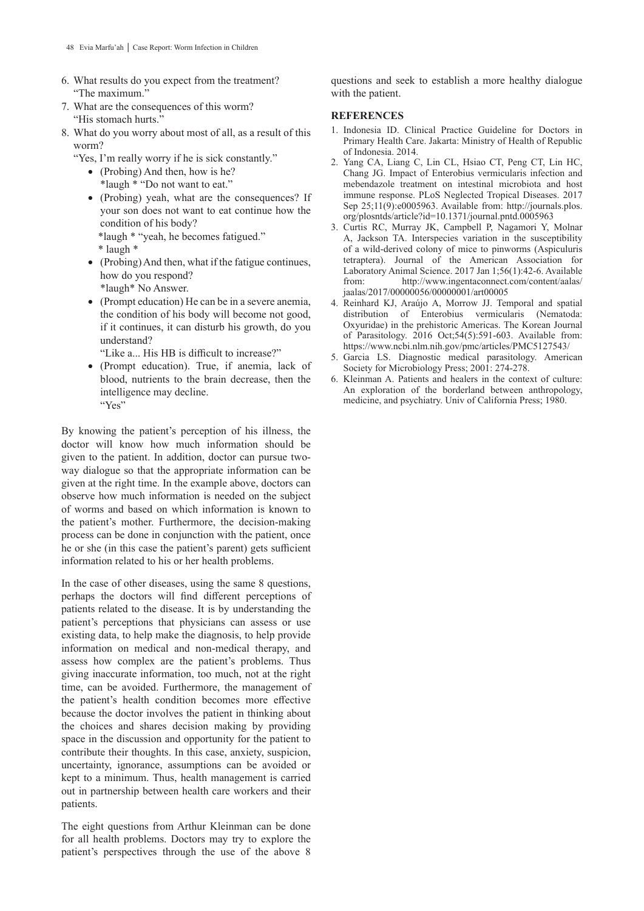6. What results do you expect from the treatment?
   "The maximum."
7. What are the consequences of this worm?
   "His stomach hurts."
8. What do you worry about most of all, as a result of this worm?
   "Yes, I'm really worry if he is sick constantly."
   - (Probing) And then, how is he?
     *laugh * "Do not want to eat."
   - (Probing) yeah, what are the consequences? If your son does not want to eat continue how the condition of his body?
     *laugh * "yeah, he becomes fatigued."
     * laugh *
   - (Probing) And then, what if the fatigue continues, how do you respond?
     *laugh* No Answer.
   - (Prompt education) He can be in a severe anemia, the condition of his body will become not good, if it continues, it can disturb his growth, do you understand?
     "Like a... His HB is difficult to increase?"
   - (Prompt education). True, if anemia, lack of blood, nutrients to the brain decrease, then the intelligence may decline.
     "Yes"

By knowing the patient's perception of his illness, the doctor will know how much information should be given to the patient. In addition, doctor can pursue two-way dialogue so that the appropriate information can be given at the right time. In the example above, doctors can observe how much information is needed on the subject of worms and based on which information is known to the patient's mother. Furthermore, the decision-making process can be done in conjunction with the patient, once he or she (in this case the patient's parent) gets sufficient information related to his or her health problems.

In the case of other diseases, using the same 8 questions, perhaps the doctors will find different perceptions of patients related to the disease. It is by understanding the patient's perceptions that physicians can assess or use existing data, to help make the diagnosis, to help provide information on medical and non-medical therapy, and assess how complex are the patient's problems. Thus giving inaccurate information, too much, not at the right time, can be avoided. Furthermore, the management of the patient's health condition becomes more effective because the doctor involves the patient in thinking about the choices and shares decision making by providing space in the discussion and opportunity for the patient to contribute their thoughts. In this case, anxiety, suspicion, uncertainty, ignorance, assumptions can be avoided or kept to a minimum. Thus, health management is carried out in partnership between health care workers and their patients.

The eight questions from Arthur Kleinman can be done for all health problems. Doctors may try to explore the patient's perspectives through the use of the above 8 questions and seek to establish a more healthy dialogue with the patient.

## REFERENCES

1. Indonesia ID. Clinical Practice Guideline for Doctors in Primary Health Care. Jakarta: Ministry of Health of Republic of Indonesia. 2014.
2. Yang CA, Liang C, Lin CL, Hsiao CT, Peng CT, Lin HC, Chang JG. Impact of Enterobius vermicularis infection and mebendazole treatment on intestinal microbiota and host immune response. PLoS Neglected Tropical Diseases. 2017 Sep 25;11(9):e0005963. Available from: http://journals.plos.org/plosntds/article?id=10.1371/journal.pntd.0005963
3. Curtis RC, Murray JK, Campbell P, Nagamori Y, Molnar A, Jackson TA. Interspecies variation in the susceptibility of a wild-derived colony of mice to pinworms (Aspiculuris tetraptera). Journal of the American Association for Laboratory Animal Science. 2017 Jan 1;56(1):42-6. Available from: http://www.ingentaconnect.com/content/aalas/jaalas/2017/00000056/00000001/art00005
4. Reinhard KJ, Araújo A, Morrow JJ. Temporal and spatial distribution of Enterobius vermicularis (Nematoda: Oxyuridae) in the prehistoric Americas. The Korean Journal of Parasitology. 2016 Oct;54(5):591-603. Available from: https://www.ncbi.nlm.nih.gov/pmc/articles/PMC5127543/
5. Garcia LS. Diagnostic medical parasitology. American Society for Microbiology Press; 2001: 274-278.
6. Kleinman A. Patients and healers in the context of culture: An exploration of the borderland between anthropology, medicine, and psychiatry. Univ of California Press; 1980.